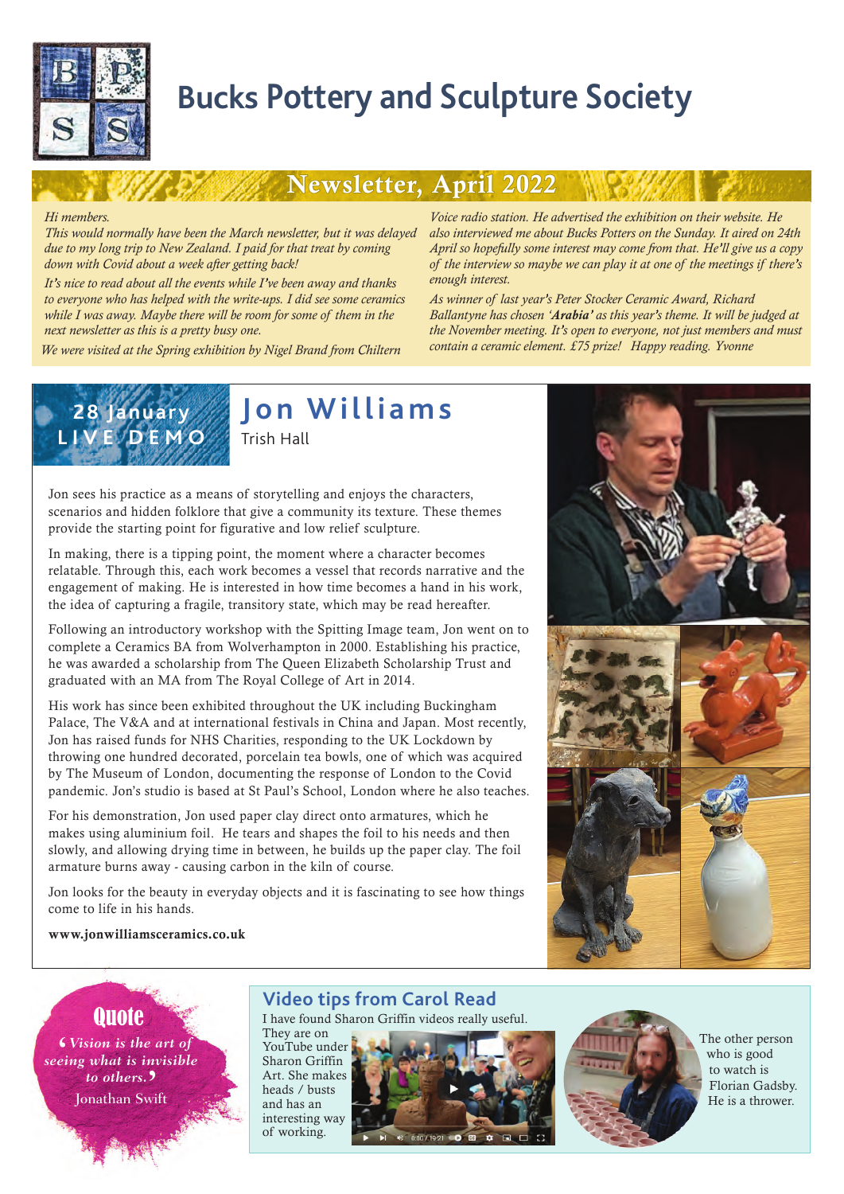# Bucks Pottery and Sculpture Society

## Newsletter, April 2022

*Hi members.*

*This would normally have been the March newsletter, but it was delayed due to my long trip to New Zealand. I paid for that treat by coming down with Covid about a week after getting back!*

*It's nice to read about all the events while I've been away and thanks to everyone who has helped with the write-ups. I did see some ceramics while I was away. Maybe there will be room for some of them in the next newsletter as this is a pretty busy one.*

*We were visited at the Spring exhibition by Nigel Brand from Chiltern Voice radio station. He advertised the exhibition on their website. He also interviewed me about Bucks Potters on the Sunday. It aired on 24th April so hopefully some interest may come from that. He'll give us a copy of the interview so maybe we can play it at one of the meetings if there's enough interest.*

*As winner of last year's Peter Stocker Ceramic Award, Richard Ballantyne has chosen '**Arabia**' as this year's theme. It will be judged at the November meeting. It's open to everyone, not just members and must contain a ceramic element. £75 prize! Happy reading. Yvonne*

## 28 January LIVE DEMO

## Jon Williams

Trish Hall

Jon sees his practice as a means of storytelling and enjoys the characters, scenarios and hidden folklore that give a community its texture. These themes provide the starting point for figurative and low relief sculpture.

In making, there is a tipping point, the moment where a character becomes relatable. Through this, each work becomes a vessel that records narrative and the engagement of making. He is interested in how time becomes a hand in his work, the idea of capturing a fragile, transitory state, which may be read hereafter.

Following an introductory workshop with the Spitting Image team, Jon went on to complete a Ceramics BA from Wolverhampton in 2000. Establishing his practice, he was awarded a scholarship from The Queen Elizabeth Scholarship Trust and graduated with an MA from The Royal College of Art in 2014.

His work has since been exhibited throughout the UK including Buckingham Palace, The V&A and at international festivals in China and Japan. Most recently, Jon has raised funds for NHS Charities, responding to the UK Lockdown by throwing one hundred decorated, porcelain tea bowls, one of which was acquired by The Museum of London, documenting the response of London to the Covid pandemic. Jon's studio is based at St Paul's School, London where he also teaches.

For his demonstration, Jon used paper clay direct onto armatures, which he makes using aluminium foil. He tears and shapes the foil to his needs and then slowly, and allowing drying time in between, he builds up the paper clay. The foil armature burns away - causing carbon in the kiln of course.

Jon looks for the beauty in everyday objects and it is fascinating to see how things come to life in his hands.

**www.jonwilliamsceramics.co.uk**

## Quote

*'Vision is the art of seeing what is invisible to others.'*

Jonathan Swift

## Video tips from Carol Read

I have found Sharon Griffin videos really useful. They are on YouTube under Sharon Griffin Art. She makes heads / busts and has an interesting way of working.

The other person who is good to watch is Florian Gadsby. He is a thrower.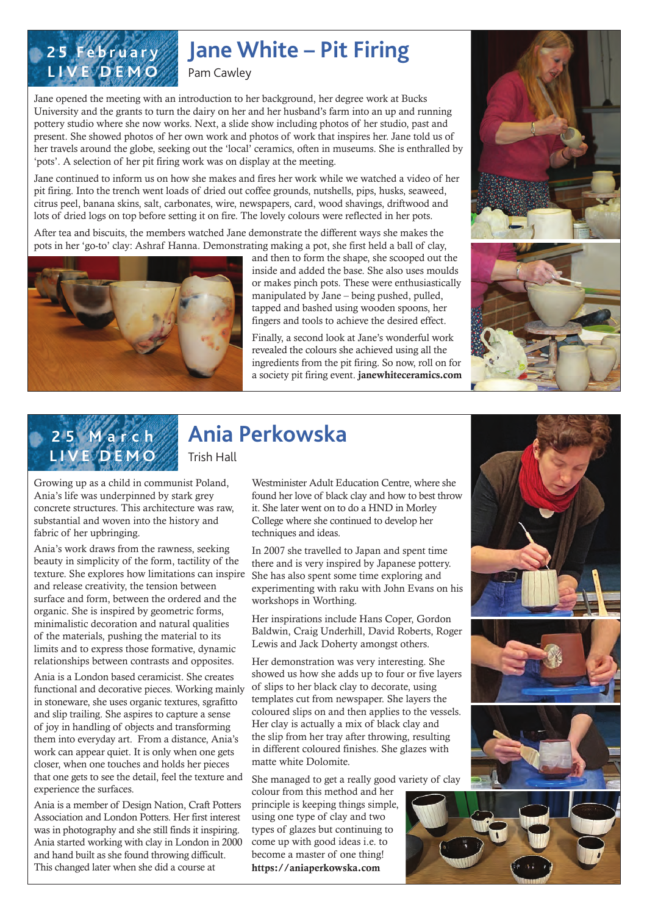25 February
LIVE DEMO

# Jane White – Pit Firing

Pam Cawley

Jane opened the meeting with an introduction to her background, her degree work at Bucks University and the grants to turn the dairy on her and her husband's farm into an up and running pottery studio where she now works. Next, a slide show including photos of her studio, past and present. She showed photos of her own work and photos of work that inspires her. Jane told us of her travels around the globe, seeking out the 'local' ceramics, often in museums. She is enthralled by 'pots'. A selection of her pit firing work was on display at the meeting.

Jane continued to inform us on how she makes and fires her work while we watched a video of her pit firing. Into the trench went loads of dried out coffee grounds, nutshells, pips, husks, seaweed, citrus peel, banana skins, salt, carbonates, wire, newspapers, card, wood shavings, driftwood and lots of dried logs on top before setting it on fire. The lovely colours were reflected in her pots.

After tea and biscuits, the members watched Jane demonstrate the different ways she makes the pots in her 'go-to' clay: Ashraf Hanna. Demonstrating making a pot, she first held a ball of clay, and then to form the shape, she scooped out the inside and added the base. She also uses moulds or makes pinch pots. These were enthusiastically manipulated by Jane – being pushed, pulled, tapped and bashed using wooden spoons, her fingers and tools to achieve the desired effect.

Finally, a second look at Jane's wonderful work revealed the colours she achieved using all the ingredients from the pit firing. So now, roll on for a society pit firing event. **janewhiteceramics.com**

25 March
LIVE DEMO

# Ania Perkowska

Trish Hall

Growing up as a child in communist Poland, Ania's life was underpinned by stark grey concrete structures. This architecture was raw, substantial and woven into the history and fabric of her upbringing.

Ania's work draws from the rawness, seeking beauty in simplicity of the form, tactility of the texture. She explores how limitations can inspire and release creativity, the tension between surface and form, between the ordered and the organic. She is inspired by geometric forms, minimalistic decoration and natural qualities of the materials, pushing the material to its limits and to express those formative, dynamic relationships between contrasts and opposites.

Ania is a London based ceramicist. She creates functional and decorative pieces. Working mainly in stoneware, she uses organic textures, sgrafitto and slip trailing. She aspires to capture a sense of joy in handling of objects and transforming them into everyday art. From a distance, Ania's work can appear quiet. It is only when one gets closer, when one touches and holds her pieces that one gets to see the detail, feel the texture and experience the surfaces.

Ania is a member of Design Nation, Craft Potters Association and London Potters. Her first interest was in photography and she still finds it inspiring. Ania started working with clay in London in 2000 and hand built as she found throwing difficult. This changed later when she did a course at Westminister Adult Education Centre, where she found her love of black clay and how to best throw it. She later went on to do a HND in Morley College where she continued to develop her techniques and ideas.

In 2007 she travelled to Japan and spent time there and is very inspired by Japanese pottery. She has also spent some time exploring and experimenting with raku with John Evans on his workshops in Worthing.

Her inspirations include Hans Coper, Gordon Baldwin, Craig Underhill, David Roberts, Roger Lewis and Jack Doherty amongst others.

Her demonstration was very interesting. She showed us how she adds up to four or five layers of slips to her black clay to decorate, using templates cut from newspaper. She layers the coloured slips on and then applies to the vessels. Her clay is actually a mix of black clay and the slip from her tray after throwing, resulting in different coloured finishes. She glazes with matte white Dolomite.

She managed to get a really good variety of clay colour from this method and her principle is keeping things simple, using one type of clay and two types of glazes but continuing to come up with good ideas i.e. to become a master of one thing! **https://aniaperkowska.com**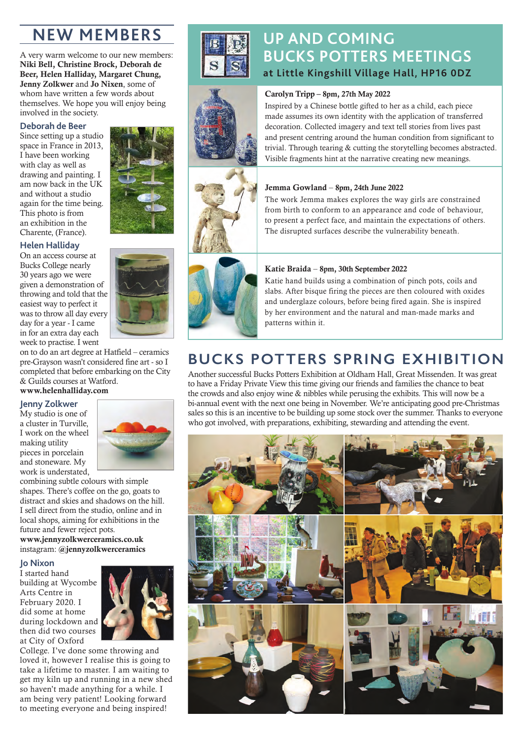## NEW MEMBERS

A very warm welcome to our new members: **Niki Bell, Christine Brock, Deborah de Beer, Helen Halliday, Margaret Chung, Jenny Zolkwer** and **Jo Nixen**, some of whom have written a few words about themselves. We hope you will enjoy being involved in the society.

### Deborah de Beer

Since setting up a studio space in France in 2013, I have been working with clay as well as drawing and painting. I am now back in the UK and without a studio again for the time being. This photo is from an exhibition in the Charente, (France).

### Helen Halliday

On an access course at Bucks College nearly 30 years ago we were given a demonstration of throwing and told that the easiest way to perfect it was to throw all day every day for a year - I came in for an extra day each week to practise. I went on to do an art degree at Hatfield – ceramics pre-Grayson wasn't considered fine art - so I completed that before embarking on the City & Guilds courses at Watford.
**www.helenhalliday.com**

### Jenny Zolkwer

My studio is one of a cluster in Turville, I work on the wheel making utility pieces in porcelain and stoneware. My work is understated, combining subtle colours with simple shapes. There's coffee on the go, goats to distract and skies and shadows on the hill. I sell direct from the studio, online and in local shops, aiming for exhibitions in the future and fewer reject pots.
**www.jennyzolkwerceramics.co.uk**
instagram: **@jennyzolkwerceramics**

### Jo Nixon

I started hand building at Wycombe Arts Centre in February 2020. I did some at home during lockdown and then did two courses at City of Oxford College. I've done some throwing and loved it, however I realise this is going to take a lifetime to master. I am waiting to get my kiln up and running in a new shed so haven't made anything for a while. I am being very patient! Looking forward to meeting everyone and being inspired!

## UP AND COMING BUCKS POTTERS MEETINGS

### at Little Kingshill Village Hall, HP16 0DZ

**Carolyn Tripp – 8pm, 27th May 2022**

Inspired by a Chinese bottle gifted to her as a child, each piece made assumes its own identity with the application of transferred decoration. Collected imagery and text tell stories from lives past and present centring around the human condition from significant to trivial. Through tearing & cutting the storytelling becomes abstracted. Visible fragments hint at the narrative creating new meanings.

**Jemma Gowland – 8pm, 24th June 2022**

The work Jemma makes explores the way girls are constrained from birth to conform to an appearance and code of behaviour, to present a perfect face, and maintain the expectations of others. The disrupted surfaces describe the vulnerability beneath.

**Katie Braida – 8pm, 30th September 2022**

Katie hand builds using a combination of pinch pots, coils and slabs. After bisque firing the pieces are then coloured with oxides and underglaze colours, before being fired again. She is inspired by her environment and the natural and man-made marks and patterns within it.

## BUCKS POTTERS SPRING EXHIBITION

Another successful Bucks Potters Exhibition at Oldham Hall, Great Missenden. It was great to have a Friday Private View this time giving our friends and families the chance to beat the crowds and also enjoy wine & nibbles while perusing the exhibits. This will now be a bi-annual event with the next one being in November. We're anticipating good pre-Christmas sales so this is an incentive to be building up some stock over the summer. Thanks to everyone who got involved, with preparations, exhibiting, stewarding and attending the event.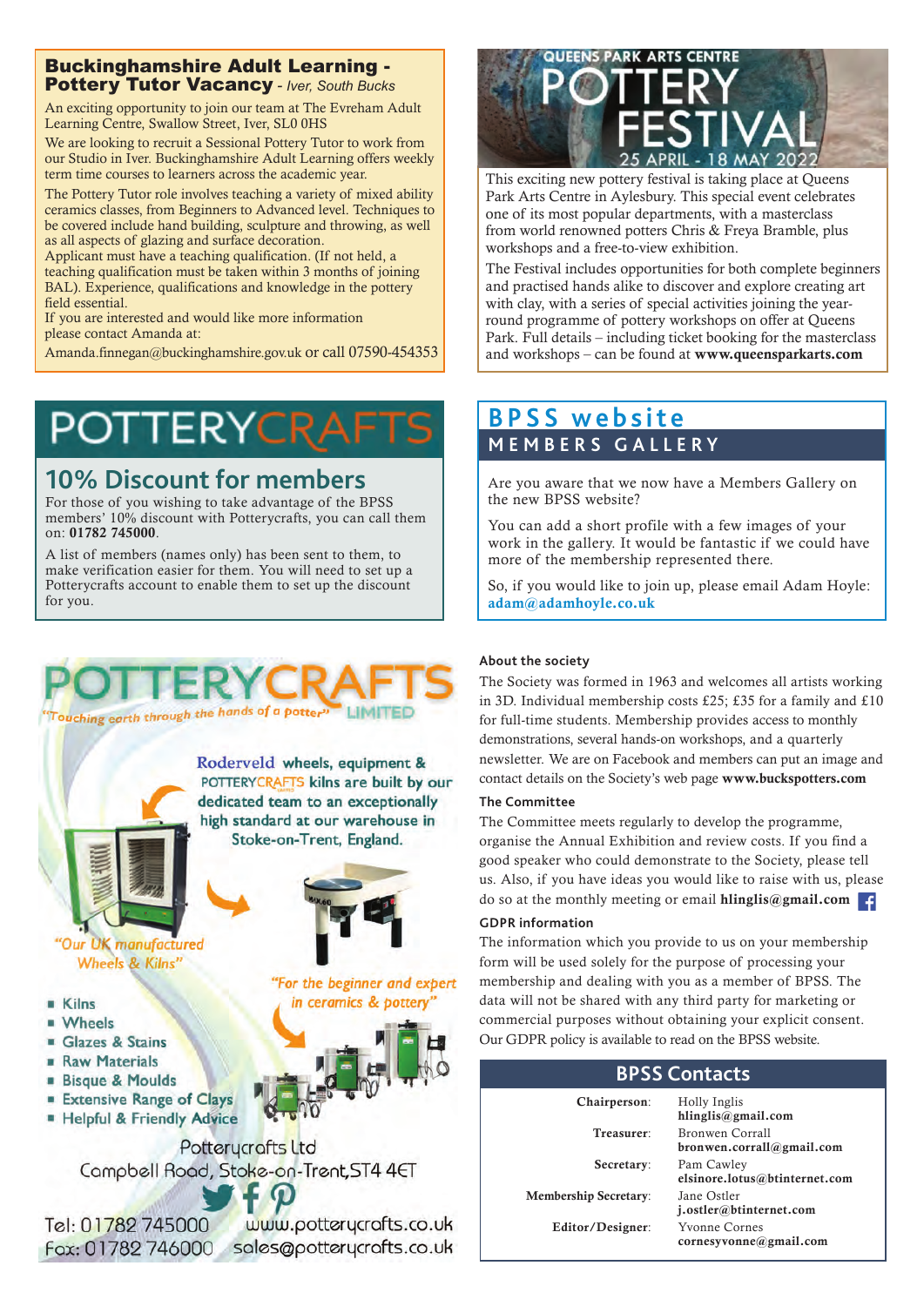## Buckinghamshire Adult Learning - Pottery Tutor Vacancy - *Iver, South Bucks*

An exciting opportunity to join our team at The Evreham Adult Learning Centre, Swallow Street, Iver, SL0 0HS

We are looking to recruit a Sessional Pottery Tutor to work from our Studio in Iver. Buckinghamshire Adult Learning offers weekly term time courses to learners across the academic year.

The Pottery Tutor role involves teaching a variety of mixed ability ceramics classes, from Beginners to Advanced level. Techniques to be covered include hand building, sculpture and throwing, as well as all aspects of glazing and surface decoration.

Applicant must have a teaching qualification. (If not held, a teaching qualification must be taken within 3 months of joining BAL). Experience, qualifications and knowledge in the pottery field essential.

If you are interested and would like more information please contact Amanda at:

Amanda.finnegan@buckinghamshire.gov.uk or call 07590-454353

## QUEENS PARK ARTS CENTRE POTTERY FESTIVAL 25 APRIL - 18 MAY 2022

This exciting new pottery festival is taking place at Queens Park Arts Centre in Aylesbury. This special event celebrates one of its most popular departments, with a masterclass from world renowned potters Chris & Freya Bramble, plus workshops and a free-to-view exhibition.

The Festival includes opportunities for both complete beginners and practised hands alike to discover and explore creating art with clay, with a series of special activities joining the year-round programme of pottery workshops on offer at Queens Park. Full details – including ticket booking for the masterclass and workshops – can be found at **www.queensparkarts.com**

## POTTERYCRAFTS

### 10% Discount for members

For those of you wishing to take advantage of the BPSS members' 10% discount with Potterycrafts, you can call them on: **01782 745000**.

A list of members (names only) has been sent to them, to make verification easier for them. You will need to set up a Potterycrafts account to enable them to set up the discount for you.

## BPSS website

### MEMBERS GALLERY

Are you aware that we now have a Members Gallery on the new BPSS website?

You can add a short profile with a few images of your work in the gallery. It would be fantastic if we could have more of the membership represented there.

So, if you would like to join up, please email Adam Hoyle: **adam@adamhoyle.co.uk**

## POTTERYCRAFTS LIMITED

*"Touching earth through the hands of a potter"*

Roderveld wheels, equipment & POTTERYCRAFTS kilns are built by our dedicated team to an exceptionally high standard at our warehouse in Stoke-on-Trent, England.

*"Our UK manufactured Wheels & Kilns"*

*"For the beginner and expert in ceramics & pottery"*

- Kilns
- Wheels
- Glazes & Stains
- Raw Materials
- Bisque & Moulds
- Extensive Range of Clays
- Helpful & Friendly Advice

Potterycrafts Ltd
Campbell Road, Stoke-on-Trent, ST4 4ET

Tel: 01782 745000 www.potterycrafts.co.uk
Fax: 01782 746000 sales@potterycrafts.co.uk

### About the society

The Society was formed in 1963 and welcomes all artists working in 3D. Individual membership costs £25; £35 for a family and £10 for full-time students. Membership provides access to monthly demonstrations, several hands-on workshops, and a quarterly newsletter. We are on Facebook and members can put an image and contact details on the Society's web page **www.buckspotters.com**

### The Committee

The Committee meets regularly to develop the programme, organise the Annual Exhibition and review costs. If you find a good speaker who could demonstrate to the Society, please tell us. Also, if you have ideas you would like to raise with us, please do so at the monthly meeting or email **hlinglis@gmail.com**

### GDPR information

The information which you provide to us on your membership form will be used solely for the purpose of processing your membership and dealing with you as a member of BPSS. The data will not be shared with any third party for marketing or commercial purposes without obtaining your explicit consent. Our GDPR policy is available to read on the BPSS website.

### BPSS Contacts

| | |
|---|---|
| **Chairperson**: | Holly Inglis **hlinglis@gmail.com** |
| **Treasurer**: | Bronwen Corrall **bronwen.corrall@gmail.com** |
| **Secretary**: | Pam Cawley **elsinore.lotus@btinternet.com** |
| **Membership Secretary**: | Jane Ostler **j.ostler@btinternet.com** |
| **Editor/Designer**: | Yvonne Cornes **cornesyvonne@gmail.com** |